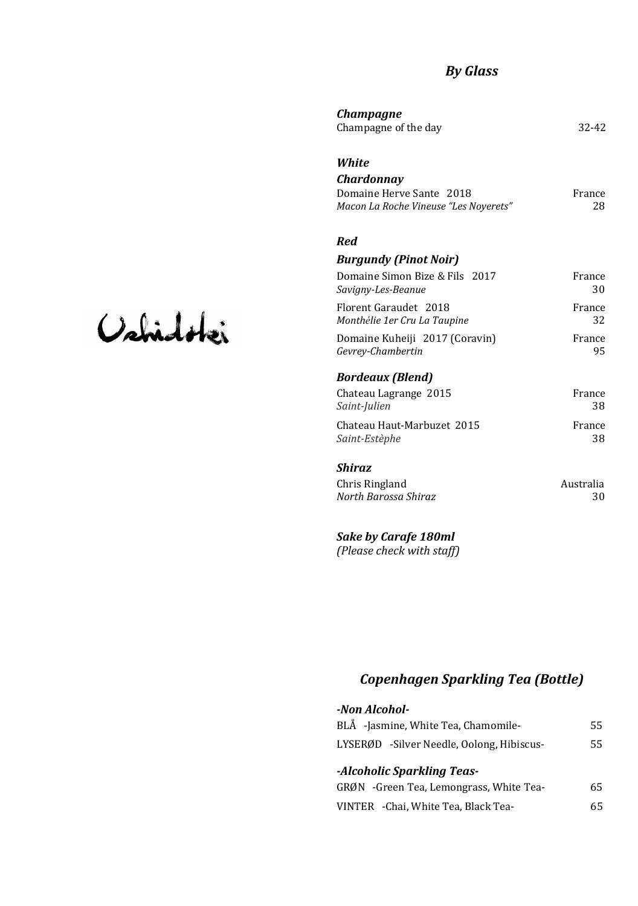Uchidoki

# *By Glass*

### *Champagne*

Champagne of the day — 32-42

### *White*

#### *Chardonnay*

Domaine Herve Sante 2018 — France
*Macon La Roche Vineuse "Les Noyerets"* — 28

### *Red*

#### *Burgundy (Pinot Noir)*

Domaine Simon Bize & Fils 2017 — France
*Savigny-Les-Beanue* — 30

Florent Garaudet 2018 — France
*Monthélie 1er Cru La Taupine* — 32

Domaine Kuheiji 2017 (Coravin) — France
*Gevrey-Chambertin* — 95

#### *Bordeaux (Blend)*

Chateau Lagrange 2015 — France
*Saint-Julien* — 38

Chateau Haut-Marbuzet 2015 — France
*Saint-Estèphe* — 38

#### *Shiraz*

Chris Ringland — Australia
*North Barossa Shiraz* — 30

### *Sake by Carafe 180ml*

*(Please check with staff)*

## *Copenhagen Sparkling Tea (Bottle)*

### *-Non Alcohol-*

BLÅ -Jasmine, White Tea, Chamomile- — 55

LYSERØD -Silver Needle, Oolong, Hibiscus- — 55

### *-Alcoholic Sparkling Teas-*

GRØN -Green Tea, Lemongrass, White Tea- — 65

VINTER -Chai, White Tea, Black Tea- — 65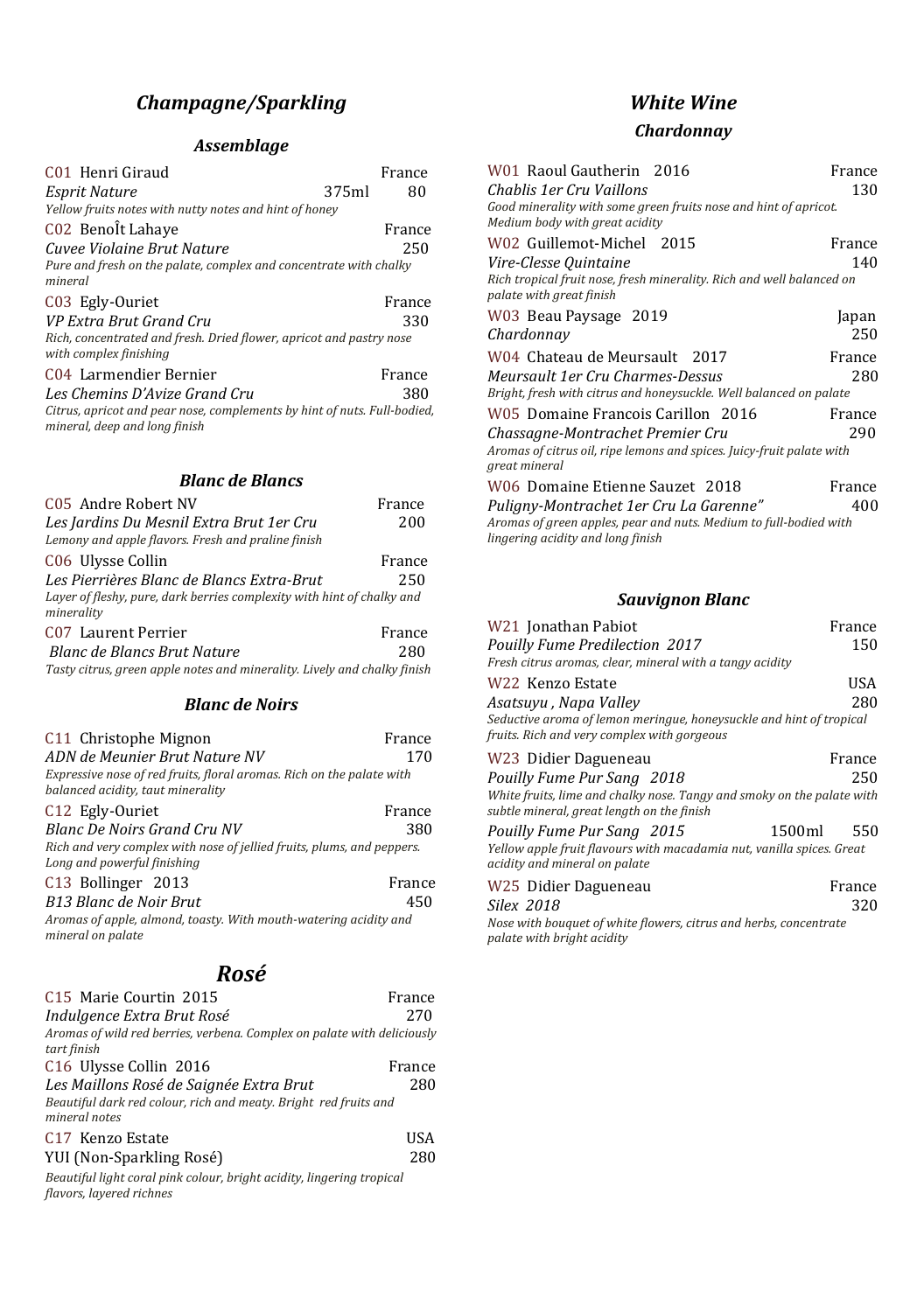# Champagne/Sparkling

## Assemblage

C01 Henri Giraud — France
*Esprit Nature* — 375ml — 80
*Yellow fruits notes with nutty notes and hint of honey*

C02 BenoÎt Lahaye — France
*Cuvee Violaine Brut Nature* — 250
*Pure and fresh on the palate, complex and concentrate with chalky mineral*

C03 Egly-Ouriet — France
*VP Extra Brut Grand Cru* — 330
*Rich, concentrated and fresh. Dried flower, apricot and pastry nose with complex finishing*

C04 Larmendier Bernier — France
*Les Chemins D'Avize Grand Cru* — 380
*Citrus, apricot and pear nose, complements by hint of nuts. Full-bodied, mineral, deep and long finish*

## Blanc de Blancs

C05 Andre Robert NV — France
*Les Jardins Du Mesnil Extra Brut 1er Cru* — 200
*Lemony and apple flavors. Fresh and praline finish*

C06 Ulysse Collin — France
*Les Pierrières Blanc de Blancs Extra-Brut* — 250
*Layer of fleshy, pure, dark berries complexity with hint of chalky and minerality*

C07 Laurent Perrier — France
*Blanc de Blancs Brut Nature* — 280
*Tasty citrus, green apple notes and minerality. Lively and chalky finish*

## Blanc de Noirs

C11 Christophe Mignon — France
*ADN de Meunier Brut Nature NV* — 170
*Expressive nose of red fruits, floral aromas. Rich on the palate with balanced acidity, taut minerality*

C12 Egly-Ouriet — France
*Blanc De Noirs Grand Cru NV* — 380
*Rich and very complex with nose of jellied fruits, plums, and peppers. Long and powerful finishing*

C13 Bollinger 2013 — France
*B13 Blanc de Noir Brut* — 450
*Aromas of apple, almond, toasty. With mouth-watering acidity and mineral on palate*

# Rosé

C15 Marie Courtin 2015 — France
*Indulgence Extra Brut Rosé* — 270
*Aromas of wild red berries, verbena. Complex on palate with deliciously tart finish*

C16 Ulysse Collin 2016 — France
*Les Maillons Rosé de Saignée Extra Brut* — 280
*Beautiful dark red colour, rich and meaty. Bright red fruits and mineral notes*

C17 Kenzo Estate — USA
YUI (Non-Sparkling Rosé) — 280
*Beautiful light coral pink colour, bright acidity, lingering tropical flavors, layered richnes*

# White Wine

## Chardonnay

W01 Raoul Gautherin 2016 — France
*Chablis 1er Cru Vaillons* — 130
*Good minerality with some green fruits nose and hint of apricot. Medium body with great acidity*

W02 Guillemot-Michel 2015 — France
*Vire-Clesse Quintaine* — 140
*Rich tropical fruit nose, fresh minerality. Rich and well balanced on palate with great finish*

W03 Beau Paysage 2019 — Japan
*Chardonnay* — 250

W04 Chateau de Meursault 2017 — France
*Meursault 1er Cru Charmes-Dessus* — 280
*Bright, fresh with citrus and honeysuckle. Well balanced on palate*

W05 Domaine Francois Carillon 2016 — France
*Chassagne-Montrachet Premier Cru* — 290
*Aromas of citrus oil, ripe lemons and spices. Juicy-fruit palate with great mineral*

W06 Domaine Etienne Sauzet 2018 — France
*Puligny-Montrachet 1er Cru La Garenne"* — 400
*Aromas of green apples, pear and nuts. Medium to full-bodied with lingering acidity and long finish*

## Sauvignon Blanc

W21 Jonathan Pabiot — France
*Pouilly Fume Predilection 2017* — 150
*Fresh citrus aromas, clear, mineral with a tangy acidity*

W22 Kenzo Estate — USA
*Asatsuyu , Napa Valley* — 280
*Seductive aroma of lemon meringue, honeysuckle and hint of tropical fruits. Rich and very complex with gorgeous*

W23 Didier Dagueneau — France
*Pouilly Fume Pur Sang 2018* — 250
*White fruits, lime and chalky nose. Tangy and smoky on the palate with subtle mineral, great length on the finish*

*Pouilly Fume Pur Sang 2015* — 1500ml — 550
*Yellow apple fruit flavours with macadamia nut, vanilla spices. Great acidity and mineral on palate*

W25 Didier Dagueneau — France
*Silex 2018* — 320
*Nose with bouquet of white flowers, citrus and herbs, concentrate palate with bright acidity*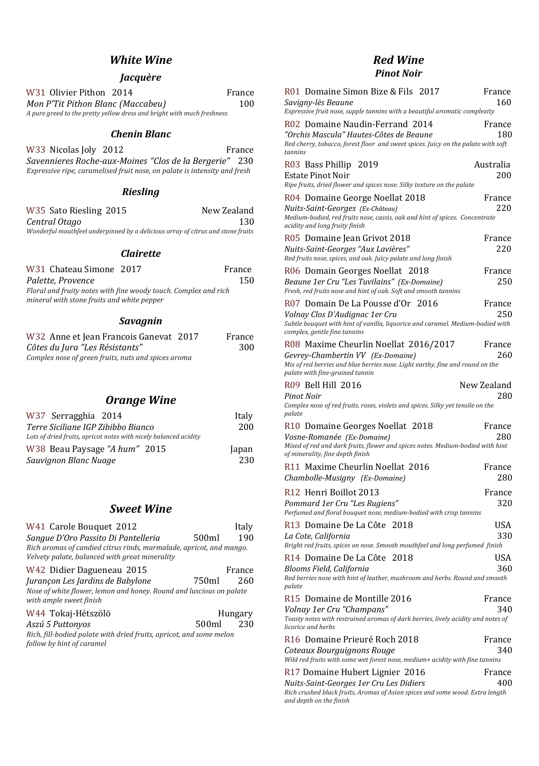## *White Wine*

### *Jacquère*

W31 Olivier Pithon 2014 — France
*Mon P'Tit Pithon Blanc (Maccabeu)* — 100
*A pure greed to the pretty yellow dress and bright with much freshness*

### *Chenin Blanc*

W33 Nicolas Joly 2012 — France
*Savennieres Roche-aux-Moines "Clos de la Bergerie"* — 230
*Expressive ripe, caramelised fruit nose, on palate is intensity and fresh*

### *Riesling*

W35 Sato Riesling 2015 — New Zealand
*Central Otago* — 130
*Wonderful mouthfeel underpinned by a delicious array of citrus and stone fruits*

### *Clairette*

W31 Chateau Simone 2017 — France
*Palette, Provence* — 150
*Floral and fruity notes with fine woody touch. Complex and rich mineral with stone fruits and white pepper*

### *Savagnin*

W32 Anne et Jean Francois Ganevat 2017 — France
*Côtes du Jura "Les Résistants"* — 300
*Complex nose of green fruits, nuts and spices aroma*

## *Orange Wine*

W37 Serragghia 2014 — Italy
*Terre Siciliane IGP Zibibbo Bianco* — 200
*Lots of dried fruits, apricot notes with nicely balanced acidity*

W38 Beau Paysage *"A hum"* 2015 — Japan
*Sauvignon Blanc Nuage* — 230

## *Sweet Wine*

W41 Carole Bouquet 2012 — Italy
*Sangue D'Oro Passito Di Pantelleria* — 500ml — 190
*Rich aromas of candied citrus rinds, marmalade, apricot, and mango. Velvety palate, balanced with great minerality*

W42 Didier Dagueneau 2015 — France
*Jurançon Les Jardins de Babylone* — 750ml — 260
*Nose of white flower, lemon and honey. Round and luscious on palate with ample sweet finish*

W44 Tokaj-Hétszölö — Hungary
*Aszú 5 Puttonyos* — 500ml — 230
*Rich, fill-bodied palate with dried fruits, apricot, and some melon follow by hint of caramel*

## *Red Wine*

### *Pinot Noir*

R01 Domaine Simon Bize & Fils 2017 — France
*Savigny-lès Beaune* — 160
*Expressive fruit nose, supple tannins with a beautiful aromatic complexity*

R02 Domaine Naudin-Ferrand 2014 — France
*"Orchis Mascula" Hautes-Côtes de Beaune* — 180
*Red cherry, tobacco, forest floor and sweet spices. Juicy on the palate with soft tannins*

R03 Bass Phillip 2019 — Australia
Estate Pinot Noir — 200
*Ripe fruits, dried flower and spices nose. Silky texture on the palate*

R04 Domaine George Noellat 2018 — France
*Nuits-Saint-Georges (Ex-Château)* — 220
*Medium-bodied, red fruits nose, cassis, oak and hint of spices. Concentrate acidity and long fruity finish*

R05 Domaine Jean Grivot 2018 — France
*Nuits-Saint-Georges "Aux Lavières"* — 220
*Red fruits nose, spices, and oak. Juicy palate and long finish*

R06 Domain Georges Noellat 2018 — France
*Beaune 1er Cru "Les Tuvilains" (Ex-Domaine)* — 250
*Fresh, red fruits nose and hint of oak. Soft and smooth tannins*

R07 Domain De La Pousse d'Or 2016 — France
*Volnay Clos D'Audignac 1er Cru* — 250
*Subtle bouquet with hint of vanilla, liquorice and caramel. Medium-bodied with complex, gentle fine tannins*

R08 Maxime Cheurlin Noellat 2016/2017 — France
*Gevrey-Chambertin VV (Ex-Domaine)* — 260
*Mix of red berries and blue berries nose. Light earthy, fine and round on the palate with fine-grained tannin*

R09 Bell Hill 2016 — New Zealand
*Pinot Noir* — 280
*Complex nose of red fruits, roses, violets and spices. Silky yet tensile on the palate*

R10 Domaine Georges Noellat 2018 — France
*Vosne-Romanée (Ex-Domaine)* — 280
*Mixed of red and dark fruits, flower and spices notes. Medium-bodied with hint of minerality, fine depth finish*

R11 Maxime Cheurlin Noellat 2016 — France
*Chambolle-Musigny (Ex-Domaine)* — 280

R12 Henri Boillot 2013 — France
*Pommard 1er Cru "Les Rugiens"* — 320
*Perfumed and floral bouquet nose, medium-bodied with crisp tannins*

R13 Domaine De La Côte 2018 — USA
*La Cote, California* — 330
*Bright red fruits, spices on nose. Smooth mouthfeel and long perfumed finish*

R14 Domaine De La Côte 2018 — USA
*Blooms Field, California* — 360
*Red berries nose with hint of leather, mushroom and herbs. Round and smooth palate*

R15 Domaine de Montille 2016 — France
*Volnay 1er Cru "Champans"* — 340
*Toasty notes with restrained aromas of dark berries, lively acidity and notes of licorice and herbs*

R16 Domaine Prieuré Roch 2018 — France
*Coteaux Bourguignons Rouge* — 340
*Wild red fruits with some wet forest nose, medium+ acidity with fine tannins*

R17 Domaine Hubert Lignier 2016 — France
*Nuits-Saint-Georges 1er Cru Les Didiers* — 400
*Rich crushed black fruits, Aromas of Asian spices and some wood. Extra length and depth on the finish*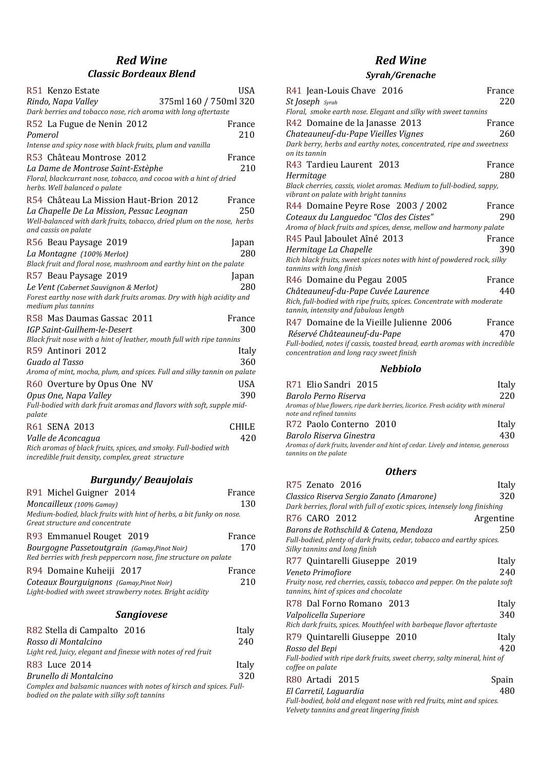## *Red Wine*

### *Classic Bordeaux Blend*

R51 Kenzo Estate — USA
*Rindo, Napa Valley* — 375ml 160 / 750ml 320
*Dark berries and tobacco nose, rich aroma with long aftertaste*

R52 La Fugue de Nenin 2012 — France
*Pomerol* — 210
*Intense and spicy nose with black fruits, plum and vanilla*

R53 Château Montrose 2012 — France
*La Dame de Montrose Saint-Estèphe* — 210
*Floral, blackcurrant nose, tobacco, and cocoa with a hint of dried herbs. Well balanced o palate*

R54 Château La Mission Haut-Brion 2012 — France
*La Chapelle De La Mission, Pessac Leognan* — 250
*Well-balanced with dark fruits, tobacco, dried plum on the nose, herbs and cassis on palate*

R56 Beau Paysage 2019 — Japan
*La Montagne (100% Merlot)* — 280
*Black fruit and floral nose, mushroom and earthy hint on the palate*

R57 Beau Paysage 2019 — Japan
*Le Vent (Cabernet Sauvignon & Merlot)* — 280
*Forest earthy nose with dark fruits aromas. Dry with high acidity and medium plus tannins*

R58 Mas Daumas Gassac 2011 — France
*IGP Saint-Guilhem-le-Desert* — 300
*Black fruit nose with a hint of leather, mouth full with ripe tannins*

R59 Antinori 2012 — Italy
*Guado al Tasso* — 360
*Aroma of mint, mocha, plum, and spices. Full and silky tannin on palate*

R60 Overture by Opus One NV — USA
*Opus One, Napa Valley* — 390
*Full-bodied with dark fruit aromas and flavors with soft, supple mid-palate*

R61 SENA 2013 — CHILE
*Valle de Aconcagua* — 420
*Rich aromas of black fruits, spices, and smoky. Full-bodied with incredible fruit density, complex, great structure*

### *Burgundy/ Beaujolais*

R91 Michel Guigner 2014 — France
*Moncailleux (100% Gamay)* — 130
*Medium-bodied, black fruits with hint of herbs, a bit funky on nose. Great structure and concentrate*

R93 Emmanuel Rouget 2019 — France
*Bourgogne Passetoutgrain (Gamay,Pinot Noir)* — 170
*Red berries with fresh peppercorn nose, fine structure on palate*

R94 Domaine Kuheiji 2017 — France
*Coteaux Bourguignons (Gamay,Pinot Noir)* — 210
*Light-bodied with sweet strawberry notes. Bright acidity*

### *Sangiovese*

R82 Stella di Campalto 2016 — Italy
*Rosso di Montalcino* — 240
*Light red, Juicy, elegant and finesse with notes of red fruit*

R83 Luce 2014 — Italy
*Brunello di Montalcino* — 320
*Complex and balsamic nuances with notes of kirsch and spices. Full-bodied on the palate with silky soft tannins*

## *Red Wine*

### *Syrah/Grenache*

R41 Jean-Louis Chave 2016 — France
*St Joseph Syrah* — 220
*Floral, smoke earth nose. Elegant and silky with sweet tannins*

R42 Domaine de la Janasse 2013 — France
*Chateauneuf-du-Pape Vieilles Vignes* — 260
*Dark berry, herbs and earthy notes, concentrated, ripe and sweetness on its tannin*

R43 Tardieu Laurent 2013 — France
*Hermitage* — 280
*Black cherries, cassis, violet aromas. Medium to full-bodied, sappy, vibrant on palate with bright tannins*

R44 Domaine Peyre Rose 2003 / 2002 — France
*Coteaux du Languedoc "Clos des Cistes"* — 290
*Aroma of black fruits and spices, dense, mellow and harmony palate*

R45 Paul Jaboulet Aîné 2013 — France
*Hermitage La Chapelle* — 390
*Rich black fruits, sweet spices notes with hint of powdered rock, silky tannins with long finish*

R46 Domaine du Pegau 2005 — France
*Châteauneuf-du-Pape Cuvée Laurence* — 440
*Rich, full-bodied with ripe fruits, spices. Concentrate with moderate tannin, intensity and fabulous length*

R47 Domaine de la Vieille Julienne 2006 — France
*Réservé Châteauneuf-du-Pape* — 470
*Full-bodied, notes if cassis, toasted bread, earth aromas with incredible concentration and long racy sweet finish*

### *Nebbiolo*

R71 Elio Sandri 2015 — Italy
*Barolo Perno Riserva* — 220
*Aromas of blue flowers, ripe dark berries, licorice. Fresh acidity with mineral note and refined tannins*

R72 Paolo Conterno 2010 — Italy
*Barolo Riserva Ginestra* — 430
*Aromas of dark fruits, lavender and hint of cedar. Lively and intense, generous tannins on the palate*

### *Others*

R75 Zenato 2016 — Italy
*Classico Riserva Sergio Zanato (Amarone)* — 320
*Dark berries, floral with full of exotic spices, intensely long finishing*

R76 CARO 2012 — Argentine
*Barons de Rothschild & Catena, Mendoza* — 250
*Full-bodied, plenty of dark fruits, cedar, tobacco and earthy spices. Silky tannins and long finish*

R77 Quintarelli Giuseppe 2019 — Italy
*Veneto Primofiore* — 240
*Fruity nose, red cherries, cassis, tobacco and pepper. On the palate soft tannins, hint of spices and chocolate*

R78 Dal Forno Romano 2013 — Italy
*Valpolicella Superiore* — 340
*Rich dark fruits, spices. Mouthfeel with barbeque flavor aftertaste*

R79 Quintarelli Giuseppe 2010 — Italy
*Rosso del Bepi* — 420
*Full-bodied with ripe dark fruits, sweet cherry, salty mineral, hint of coffee on palate*

R80 Artadi 2015 — Spain
*El Carretil, Laguardia* — 480
*Full-bodied, bold and elegant nose with red fruits, mint and spices. Velvety tannins and great lingering finish*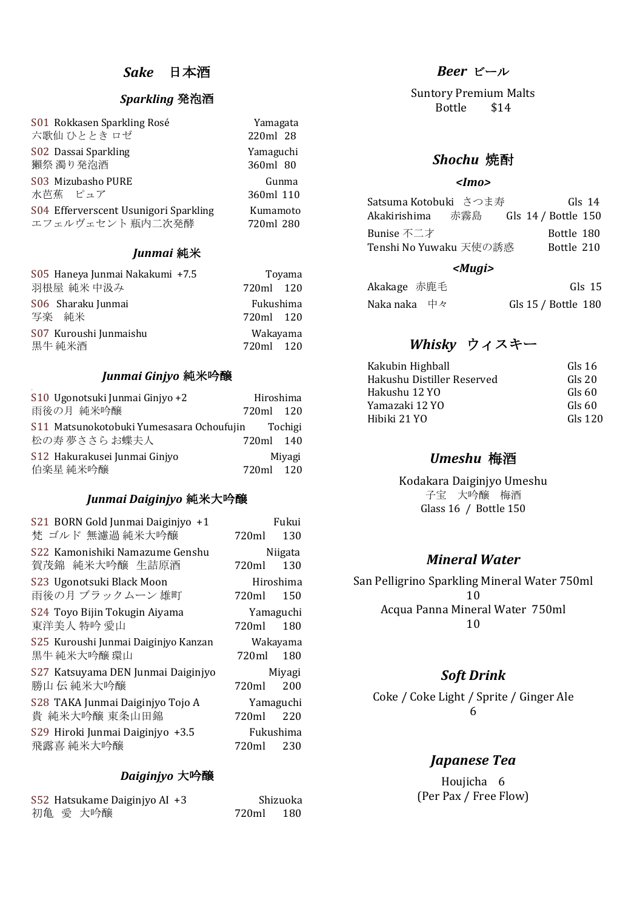# *Sake* 日本酒

## *Sparkling* 発泡酒

| | | |
|---|---|---|
| S01 Rokkasen Sparkling Rosé<br>六歌仙 ひととき ロゼ | Yamagata | 220ml 28 |
| S02 Dassai Sparkling<br>獺祭 濁り発泡酒 | Yamaguchi | 360ml 80 |
| S03 Mizubasho PURE<br>水芭蕉　ピュア | Gunma | 360ml 110 |
| S04 Efferverscent Usunigori Sparkling<br>エフェルヴェセント 瓶内二次発酵 | Kumamoto | 720ml 280 |

## *Junmai* 純米

| | | |
|---|---|---|
| S05 Haneya Junmai Nakakumi +7.5<br>羽根屋 純米 中汲み | Toyama | 720ml 120 |
| S06 Sharaku Junmai<br>写楽　純米 | Fukushima | 720ml 120 |
| S07 Kuroushi Junmaishu<br>黒牛 純米酒 | Wakayama | 720ml 120 |

## *Junmai Ginjyo* 純米吟醸

| | | |
|---|---|---|
| S10 Ugonotsuki Junmai Ginjyo +2<br>雨後の月 純米吟醸 | Hiroshima | 720ml 120 |
| S11 Matsunokotobuki Yumesasara Ochoufujin<br>松の寿 夢ささら お蝶夫人 | Tochigi | 720ml 140 |
| S12 Hakurakusei Junmai Ginjyo<br>伯楽星 純米吟醸 | Miyagi | 720ml 120 |

## *Junmai Daiginjyo* 純米大吟醸

| | | |
|---|---|---|
| S21 BORN Gold Junmai Daiginjyo +1<br>梵 ゴルド 無濾過 純米大吟醸 | Fukui | 720ml 130 |
| S22 Kamonishiki Namazume Genshu<br>賀茂錦　純米大吟醸　生詰原酒 | Niigata | 720ml 130 |
| S23 Ugonotsuki Black Moon<br>雨後の月 ブラックムーン 雄町 | Hiroshima | 720ml 150 |
| S24 Toyo Bijin Tokugin Aiyama<br>東洋美人 特吟 愛山 | Yamaguchi | 720ml 180 |
| S25 Kuroushi Junmai Daiginjyo Kanzan<br>黒牛 純米大吟醸 環山 | Wakayama | 720ml 180 |
| S27 Katsuyama DEN Junmai Daiginjyo<br>勝山 伝 純米大吟醸 | Miyagi | 720ml 200 |
| S28 TAKA Junmai Daiginjyo Tojo A<br>貴　純米大吟醸 東条山田錦 | Yamaguchi | 720ml 220 |
| S29 Hiroki Junmai Daiginjyo +3.5<br>飛露喜 純米大吟醸 | Fukushima | 720ml 230 |

## *Daiginjyo* 大吟醸

| | | |
|---|---|---|
| S52 Hatsukame Daiginjyo AI +3<br>初亀　愛　大吟醸 | Shizuoka | 720ml 180 |

# *Beer* ビール

Suntory Premium Malts
Bottle　$14

# *Shochu* 焼酎

### *<Imo>*

| | |
|---|---|
| Satsuma Kotobuki　さつま寿 | Gls 14 |
| Akakirishima　赤霧島 | Gls 14 / Bottle 150 |
| Bunise 不二才 | Bottle 180 |
| Tenshi No Yuwaku 天使の誘惑 | Bottle 210 |

### *<Mugi>*

| | |
|---|---|
| Akakage　赤鹿毛 | Gls 15 |
| Naka naka　中々 | Gls 15 / Bottle 180 |

# *Whisky* ウィスキー

| | |
|---|---|
| Kakubin Highball | Gls 16 |
| Hakushu Distiller Reserved | Gls 20 |
| Hakushu 12 YO | Gls 60 |
| Yamazaki 12 YO | Gls 60 |
| Hibiki 21 YO | Gls 120 |

# *Umeshu* 梅酒

Kodakara Daiginjyo Umeshu
子宝　大吟醸　梅酒
Glass 16 / Bottle 150

# *Mineral Water*

San Pelligrino Sparkling Mineral Water 750ml
10
Acqua Panna Mineral Water 750ml
10

# *Soft Drink*

Coke / Coke Light / Sprite / Ginger Ale
6

# *Japanese Tea*

Houjicha　6
(Per Pax / Free Flow)